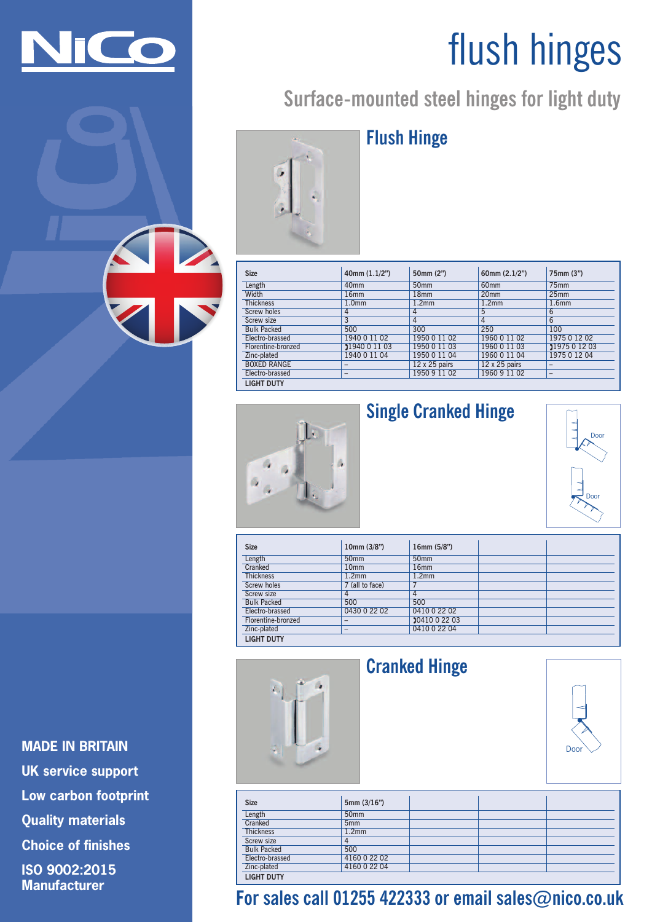NiCo

# flush hinges

## Surface-mounted steel hinges for light duty

### Flush Hinge

| Size | 40mm (1.1/2") | 50mm (2") | 60mm (2.1/2") | 75mm (3") |
|---|---|---|---|---|
| Length | 40mm | 50mm | 60mm | 75mm |
| Width | 16mm | 18mm | 20mm | 25mm |
| Thickness | 1.0mm | 1.2mm | 1.2mm | 1.6mm |
| Screw holes | 4 | 4 | 5 | 6 |
| Screw size | 3 | 4 | 4 | 6 |
| Bulk Packed | 500 | 300 | 250 | 100 |
| Electro-brassed | 1940 0 11 02 | 1950 0 11 02 | 1960 0 11 02 | 1975 0 12 02 |
| Florentine-bronzed | 1940 0 11 03 | 1950 0 11 03 | 1960 0 11 03 | 1975 0 12 03 |
| Zinc-plated | 1940 0 11 04 | 1950 0 11 04 | 1960 0 11 04 | 1975 0 12 04 |
| BOXED RANGE | – | 12 x 25 pairs | 12 x 25 pairs | – |
| Electro-brassed | – | 1950 9 11 02 | 1960 9 11 02 | – |
| LIGHT DUTY | | | | |

### Single Cranked Hinge

Door

Door

| Size | 10mm (3/8") | 16mm (5/8") | | |
|---|---|---|---|---|
| Length | 50mm | 50mm | | |
| Cranked | 10mm | 16mm | | |
| Thickness | 1.2mm | 1.2mm | | |
| Screw holes | 7 (all to face) | 7 | | |
| Screw size | 4 | 4 | | |
| Bulk Packed | 500 | 500 | | |
| Electro-brassed | 0430 0 22 02 | 0410 0 22 02 | | |
| Florentine-bronzed | – | 0410 0 22 03 | | |
| Zinc-plated | – | 0410 0 22 04 | | |
| LIGHT DUTY | | | | |

### Cranked Hinge

Door

| Size | 5mm (3/16") | | | |
|---|---|---|---|---|
| Length | 50mm | | | |
| Cranked | 5mm | | | |
| Thickness | 1.2mm | | | |
| Screw size | 4 | | | |
| Bulk Packed | 500 | | | |
| Electro-brassed | 4160 0 22 02 | | | |
| Zinc-plated | 4160 0 22 04 | | | |
| LIGHT DUTY | | | | |

**MADE IN BRITAIN**

**UK service support**

**Low carbon footprint**

**Quality materials**

**Choice of finishes**

**ISO 9002:2015 Manufacturer**

**For sales call 01255 422333 or email sales@nico.co.uk**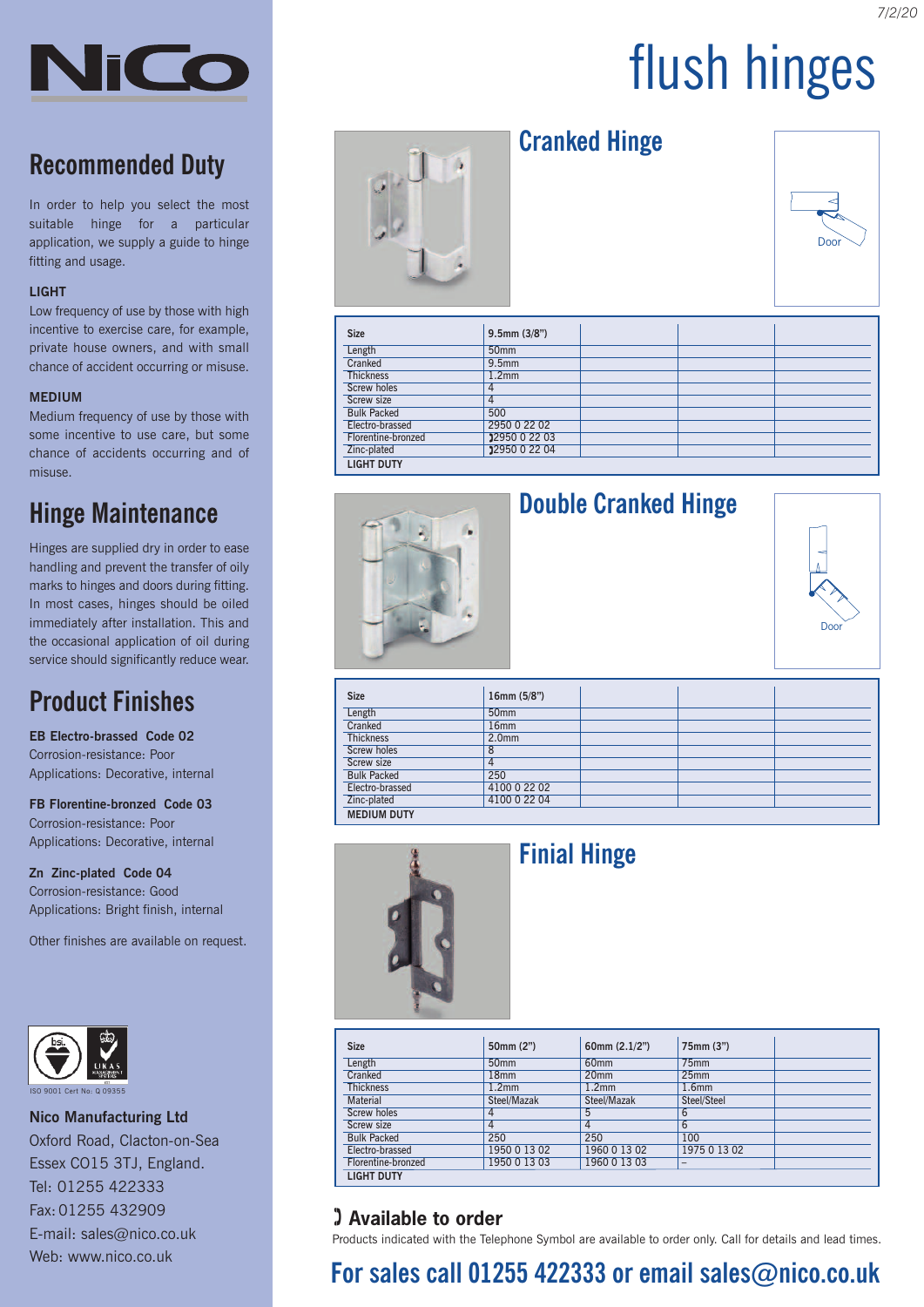# flush hinges

## Recommended Duty

In order to help you select the most suitable hinge for a particular application, we supply a guide to hinge fitting and usage.

**LIGHT**
Low frequency of use by those with high incentive to exercise care, for example, private house owners, and with small chance of accident occurring or misuse.

**MEDIUM**
Medium frequency of use by those with some incentive to use care, but some chance of accidents occurring and of misuse.

## Hinge Maintenance

Hinges are supplied dry in order to ease handling and prevent the transfer of oily marks to hinges and doors during fitting. In most cases, hinges should be oiled immediately after installation. This and the occasional application of oil during service should significantly reduce wear.

## Product Finishes

**EB Electro-brassed Code 02**
Corrosion-resistance: Poor
Applications: Decorative, internal

**FB Florentine-bronzed Code 03**
Corrosion-resistance: Poor
Applications: Decorative, internal

**Zn Zinc-plated Code 04**
Corrosion-resistance: Good
Applications: Bright finish, internal

Other finishes are available on request.

ISO 9001 Cert No: Q 09355

**Nico Manufacturing Ltd**
Oxford Road, Clacton-on-Sea
Essex CO15 3TJ, England.
Tel: 01255 422333
Fax: 01255 432909
E-mail: sales@nico.co.uk
Web: www.nico.co.uk

## Cranked Hinge

Door

| Size | 9.5mm (3/8") | | | |
|---|---|---|---|---|
| Length | 50mm | | | |
| Cranked | 9.5mm | | | |
| Thickness | 1.2mm | | | |
| Screw holes | 4 | | | |
| Screw size | 4 | | | |
| Bulk Packed | 500 | | | |
| Electro-brassed | 2950 0 22 02 | | | |
| Florentine-bronzed | ☎2950 0 22 03 | | | |
| Zinc-plated | ☎2950 0 22 04 | | | |

**LIGHT DUTY**

## Double Cranked Hinge

Door

| Size | 16mm (5/8") | | | |
|---|---|---|---|---|
| Length | 50mm | | | |
| Cranked | 16mm | | | |
| Thickness | 2.0mm | | | |
| Screw holes | 8 | | | |
| Screw size | 4 | | | |
| Bulk Packed | 250 | | | |
| Electro-brassed | 4100 0 22 02 | | | |
| Zinc-plated | 4100 0 22 04 | | | |

**MEDIUM DUTY**

## Finial Hinge

| Size | 50mm (2") | 60mm (2.1/2") | 75mm (3") | |
|---|---|---|---|---|
| Length | 50mm | 60mm | 75mm | |
| Cranked | 18mm | 20mm | 25mm | |
| Thickness | 1.2mm | 1.2mm | 1.6mm | |
| Material | Steel/Mazak | Steel/Mazak | Steel/Steel | |
| Screw holes | 4 | 5 | 6 | |
| Screw size | 4 | 4 | 6 | |
| Bulk Packed | 250 | 250 | 100 | |
| Electro-brassed | 1950 0 13 02 | 1960 0 13 02 | 1975 0 13 02 | |
| Florentine-bronzed | 1950 0 13 03 | 1960 0 13 03 | – | |

**LIGHT DUTY**

**☎ Available to order**
Products indicated with the Telephone Symbol are available to order only. Call for details and lead times.

## For sales call 01255 422333 or email sales@nico.co.uk